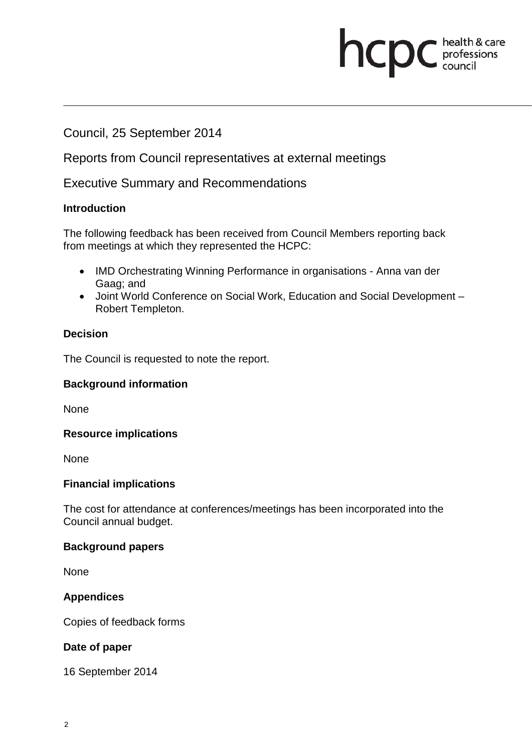Council, 25 September 2014

Reports from Council representatives at external meetings

Executive Summary and Recommendations

### Introduction

The following feedback has been received from Council Members reporting back from meetings at which they represented the HCPC:

- IMD Orchestrating Winning Performance in organisations - Anna van der Gaag; and
- Joint World Conference on Social Work, Education and Social Development – Robert Templeton.

### Decision

The Council is requested to note the report.

### Background information

None

### Resource implications

None

### Financial implications

The cost for attendance at conferences/meetings has been incorporated into the Council annual budget.

### Background papers

None

### Appendices

Copies of feedback forms

### Date of paper

16 September 2014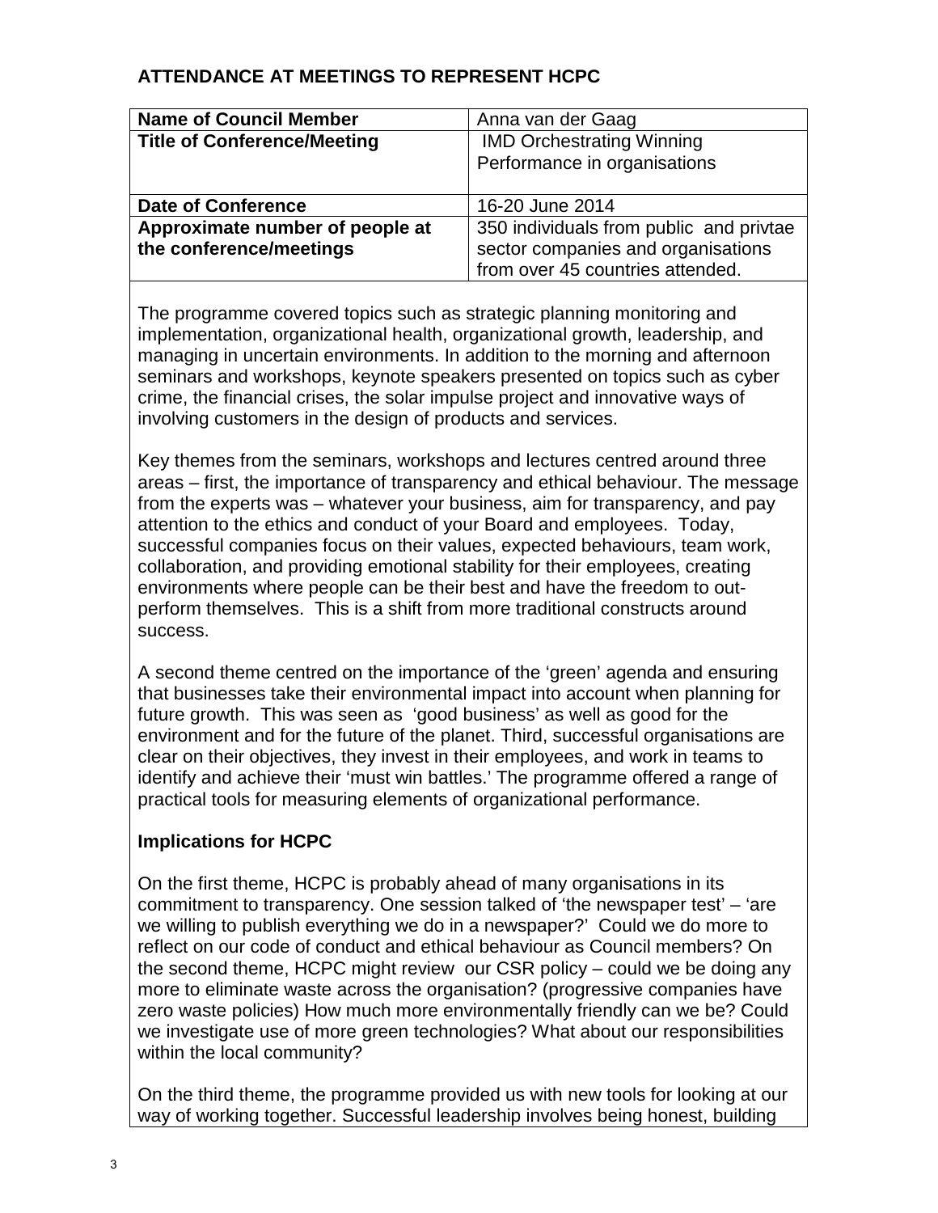## ATTENDANCE AT MEETINGS TO REPRESENT HCPC

| **Name of Council Member** | Anna van der Gaag |
|---|---|
| **Title of Conference/Meeting** | IMD Orchestrating Winning Performance in organisations |
| **Date of Conference** | 16-20 June 2014 |
| **Approximate number of people at the conference/meetings** | 350 individuals from public and privtae sector companies and organisations from over 45 countries attended. |

The programme covered topics such as strategic planning monitoring and implementation, organizational health, organizational growth, leadership, and managing in uncertain environments. In addition to the morning and afternoon seminars and workshops, keynote speakers presented on topics such as cyber crime, the financial crises, the solar impulse project and innovative ways of involving customers in the design of products and services.

Key themes from the seminars, workshops and lectures centred around three areas – first, the importance of transparency and ethical behaviour. The message from the experts was – whatever your business, aim for transparency, and pay attention to the ethics and conduct of your Board and employees. Today, successful companies focus on their values, expected behaviours, team work, collaboration, and providing emotional stability for their employees, creating environments where people can be their best and have the freedom to out-perform themselves. This is a shift from more traditional constructs around success.

A second theme centred on the importance of the 'green' agenda and ensuring that businesses take their environmental impact into account when planning for future growth. This was seen as 'good business' as well as good for the environment and for the future of the planet. Third, successful organisations are clear on their objectives, they invest in their employees, and work in teams to identify and achieve their 'must win battles.' The programme offered a range of practical tools for measuring elements of organizational performance.

### Implications for HCPC

On the first theme, HCPC is probably ahead of many organisations in its commitment to transparency. One session talked of 'the newspaper test' – 'are we willing to publish everything we do in a newspaper?' Could we do more to reflect on our code of conduct and ethical behaviour as Council members? On the second theme, HCPC might review our CSR policy – could we be doing any more to eliminate waste across the organisation? (progressive companies have zero waste policies) How much more environmentally friendly can we be? Could we investigate use of more green technologies? What about our responsibilities within the local community?

On the third theme, the programme provided us with new tools for looking at our way of working together. Successful leadership involves being honest, building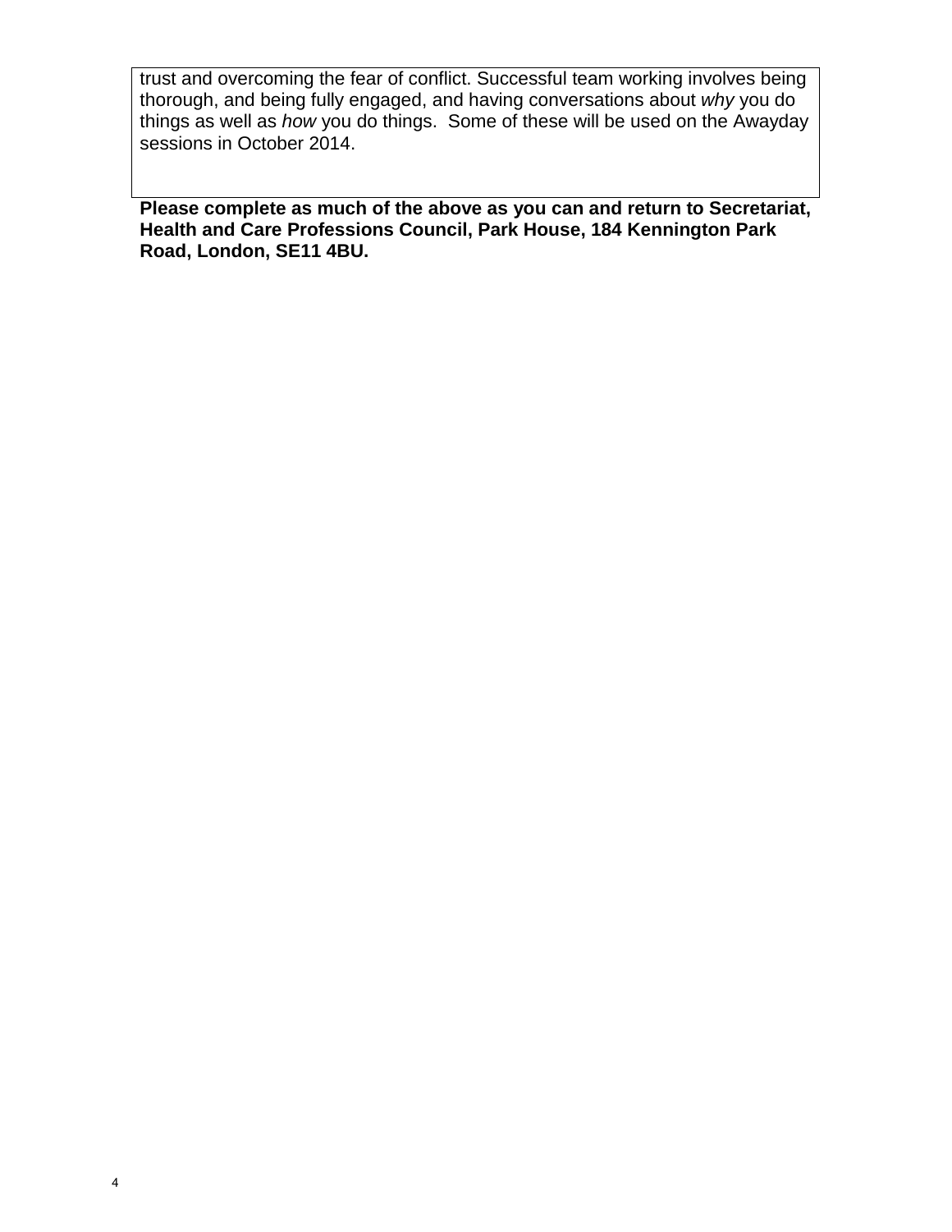trust and overcoming the fear of conflict. Successful team working involves being thorough, and being fully engaged, and having conversations about *why* you do things as well as *how* you do things. Some of these will be used on the Awayday sessions in October 2014.

**Please complete as much of the above as you can and return to Secretariat, Health and Care Professions Council, Park House, 184 Kennington Park Road, London, SE11 4BU.**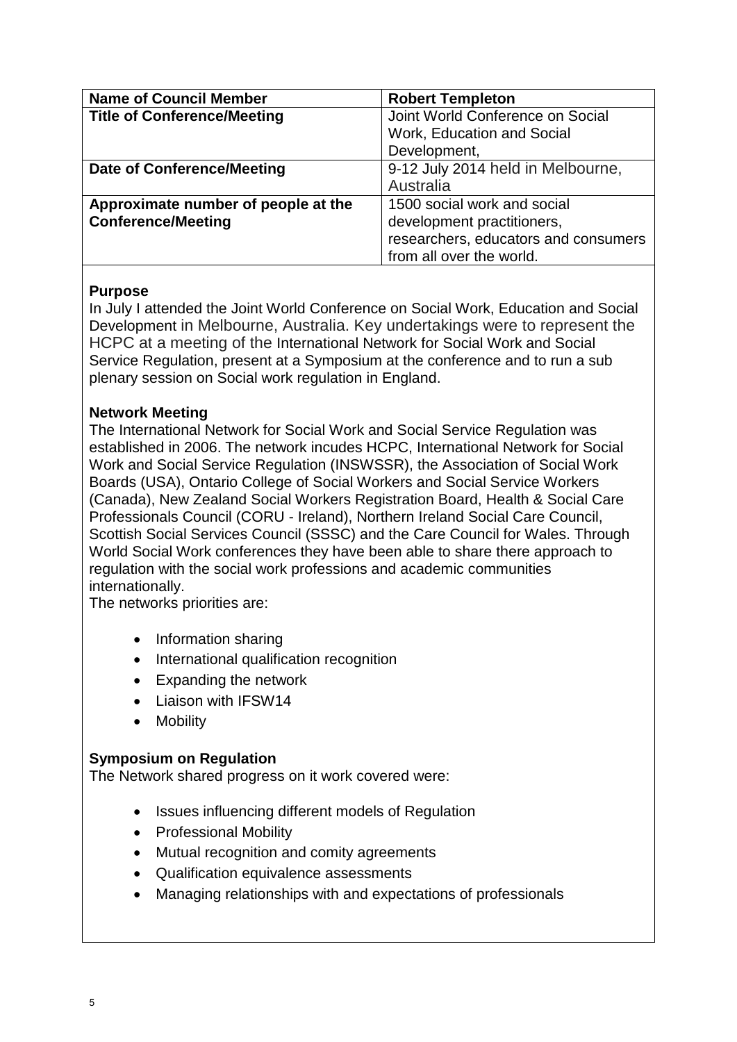| Name of Council Member | Robert Templeton |
|---|---|
| **Title of Conference/Meeting** | Joint World Conference on Social Work, Education and Social Development, |
| **Date of Conference/Meeting** | 9-12 July 2014 held in Melbourne, Australia |
| **Approximate number of people at the Conference/Meeting** | 1500 social work and social development practitioners, researchers, educators and consumers from all over the world. |

**Purpose**

In July I attended the Joint World Conference on Social Work, Education and Social Development in Melbourne, Australia. Key undertakings were to represent the HCPC at a meeting of the International Network for Social Work and Social Service Regulation, present at a Symposium at the conference and to run a sub plenary session on Social work regulation in England.

**Network Meeting**

The International Network for Social Work and Social Service Regulation was established in 2006. The network incudes HCPC, International Network for Social Work and Social Service Regulation (INSWSSR), the Association of Social Work Boards (USA), Ontario College of Social Workers and Social Service Workers (Canada), New Zealand Social Workers Registration Board, Health & Social Care Professionals Council (CORU - Ireland), Northern Ireland Social Care Council, Scottish Social Services Council (SSSC) and the Care Council for Wales. Through World Social Work conferences they have been able to share there approach to regulation with the social work professions and academic communities internationally.

The networks priorities are:

- Information sharing
- International qualification recognition
- Expanding the network
- Liaison with IFSW14
- Mobility

**Symposium on Regulation**

The Network shared progress on it work covered were:

- Issues influencing different models of Regulation
- Professional Mobility
- Mutual recognition and comity agreements
- Qualification equivalence assessments
- Managing relationships with and expectations of professionals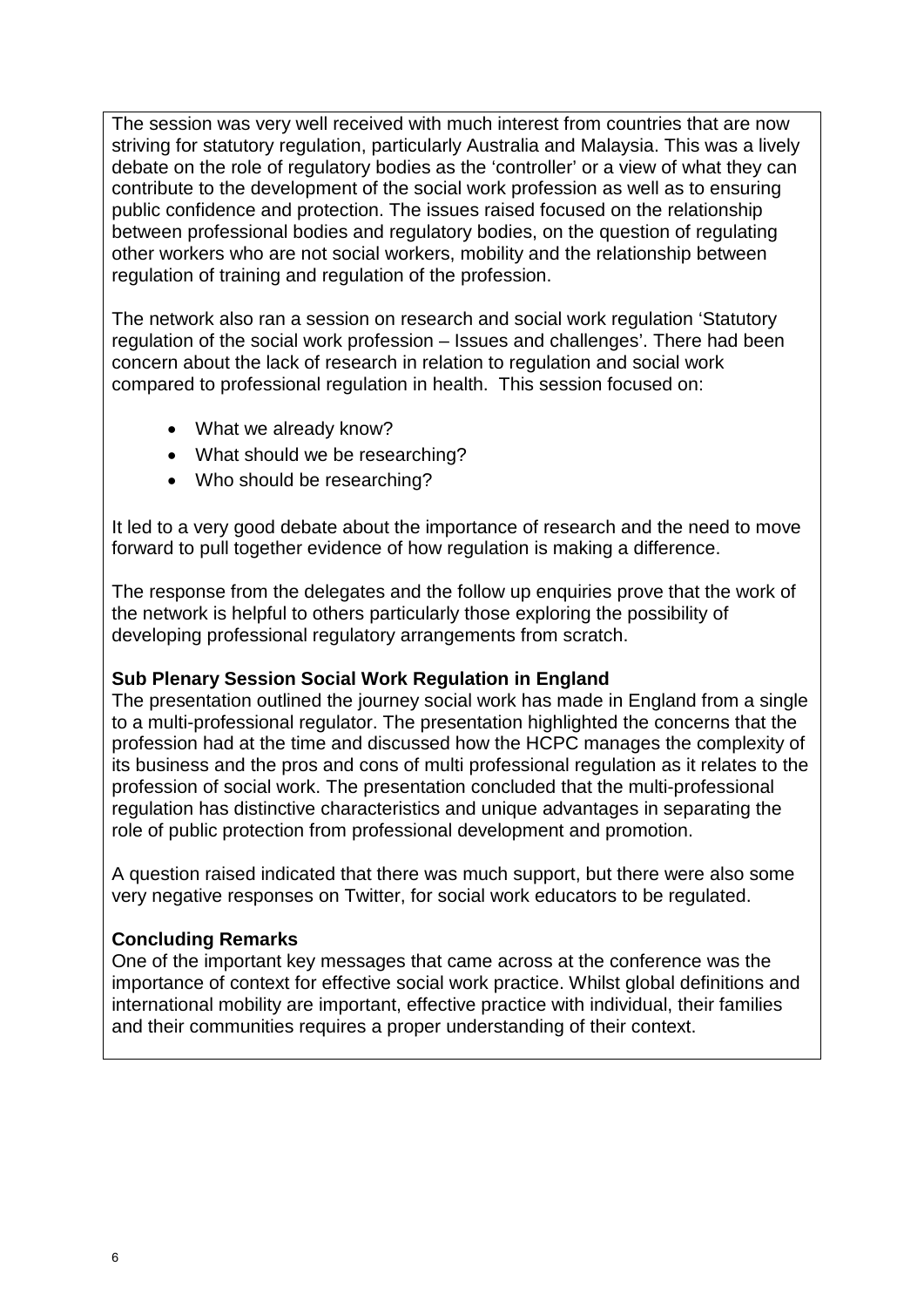The session was very well received with much interest from countries that are now striving for statutory regulation, particularly Australia and Malaysia. This was a lively debate on the role of regulatory bodies as the 'controller' or a view of what they can contribute to the development of the social work profession as well as to ensuring public confidence and protection. The issues raised focused on the relationship between professional bodies and regulatory bodies, on the question of regulating other workers who are not social workers, mobility and the relationship between regulation of training and regulation of the profession.

The network also ran a session on research and social work regulation 'Statutory regulation of the social work profession – Issues and challenges'. There had been concern about the lack of research in relation to regulation and social work compared to professional regulation in health. This session focused on:

- What we already know?
- What should we be researching?
- Who should be researching?

It led to a very good debate about the importance of research and the need to move forward to pull together evidence of how regulation is making a difference.

The response from the delegates and the follow up enquiries prove that the work of the network is helpful to others particularly those exploring the possibility of developing professional regulatory arrangements from scratch.

**Sub Plenary Session Social Work Regulation in England**

The presentation outlined the journey social work has made in England from a single to a multi-professional regulator. The presentation highlighted the concerns that the profession had at the time and discussed how the HCPC manages the complexity of its business and the pros and cons of multi professional regulation as it relates to the profession of social work. The presentation concluded that the multi-professional regulation has distinctive characteristics and unique advantages in separating the role of public protection from professional development and promotion.

A question raised indicated that there was much support, but there were also some very negative responses on Twitter, for social work educators to be regulated.

**Concluding Remarks**

One of the important key messages that came across at the conference was the importance of context for effective social work practice. Whilst global definitions and international mobility are important, effective practice with individual, their families and their communities requires a proper understanding of their context.